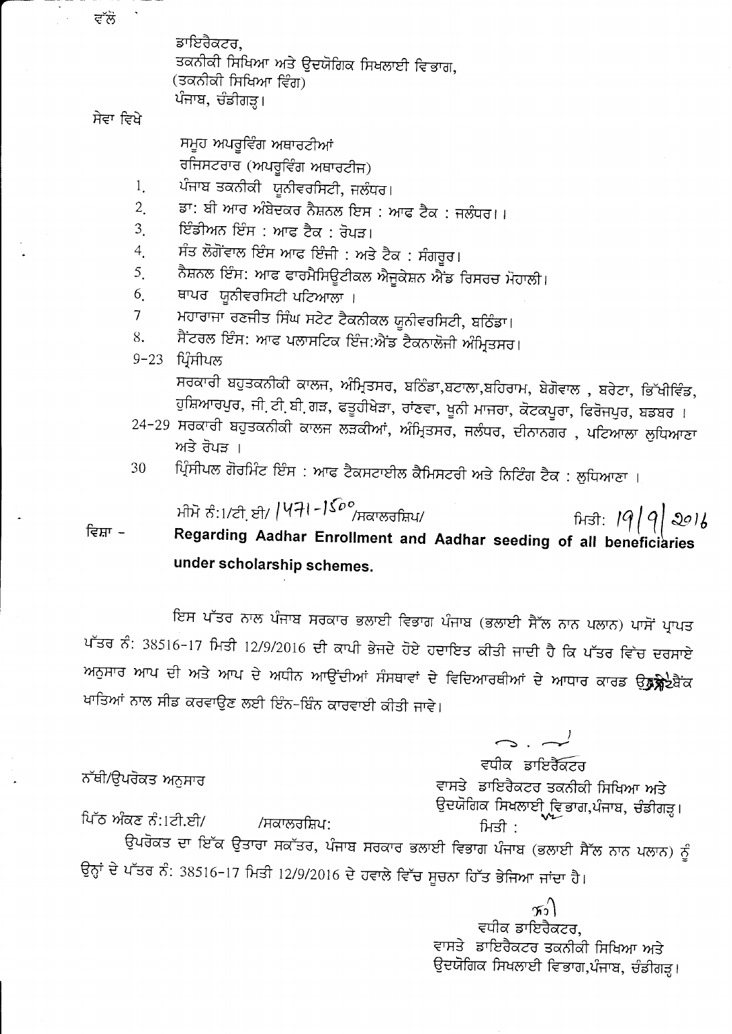ਵੱਲੋਂ

ਡਾਇਰੈਕਟਰ,
ਤਕਨੀਕੀ ਸਿਖਿਆ ਅਤੇ ਉਦਯੋਗਿਕ ਸਿਖਲਾਈ ਵਿਭਾਗ,
(ਤਕਨੀਕੀ ਸਿਖਿਆ ਵਿੰਗ)
ਪੰਜਾਬ, ਚੰਡੀਗੜ੍ਹ।

ਸੇਵਾ ਵਿਖੇ

ਸਮੂਹ ਅਪਰੂਵਿੰਗ ਅਥਾਰਟੀਆਂ
ਰਜਿਸਟਰਾਰ (ਅਪਰੂਵਿੰਗ ਅਥਾਰਟੀਜ)

1. ਪੰਜਾਬ ਤਕਨੀਕੀ ਯੂਨੀਵਰਸਿਟੀ, ਜਲੰਧਰ।
2. ਡਾ: ਬੀ ਆਰ ਅੰਬੇਦਕਰ ਨੈਸ਼ਨਲ ਇਸ : ਆਫ ਟੈਕ : ਜਲੰਧਰ।।
3. ਇੰਡੀਅਨ ਇੰਸ : ਆਫ ਟੈਕ : ਰੋਪੜ।
4. ਸੰਤ ਲੋਂਗੋਂਵਾਲ ਇੰਸ ਆਫ ਇੰਜੀ : ਅਤੇ ਟੈਕ : ਸੰਗਰੂਰ।
5. ਨੈਸ਼ਨਲ ਇੰਸ: ਆਫ ਫਾਰਮੈਸਿਊਟੀਕਲ ਐਜੂਕੇਸ਼ਨ ਐਂਡ ਰਿਸਰਚ ਮੋਹਾਲੀ।
6. ਥਾਪਰ ਯੂਨੀਵਰਸਿਟੀ ਪਟਿਆਲਾ ।
7. ਮਹਾਰਾਜਾ ਰਣਜੀਤ ਸਿੰਘ ਸਟੇਟ ਟੈਕਨੀਕਲ ਯੂਨੀਵਰਸਿਟੀ, ਬਠਿੰਡਾ।
8. ਸੈਂਟਰਲ ਇੰਸ: ਆਫ ਪਲਾਸਟਿਕ ਇੰਜ:ਐਂਡ ਟੈਕਨਾਲੋਜੀ ਅੰਮ੍ਰਿਤਸਰ।

9-23 ਪ੍ਰਿੰਸੀਪਲ
ਸਰਕਾਰੀ ਬਹੁਤਕਨੀਕੀ ਕਾਲਜ, ਅੰਮ੍ਰਿਤਸਰ, ਬਠਿੰਡਾ,ਬਟਾਲਾ,ਬਹਿਰਾਮ, ਬੇਗੋਵਾਲ , ਬਰੇਟਾ, ਭਿੱਖੀਵਿੰਡ, ਹੁਸ਼ਿਆਰਪੁਰ, ਜੀ.ਟੀ.ਬੀ.ਗੜ, ਫਤੂਹੀਖੇੜਾ, ਰਾਂਣਵਾ, ਖੂਨੀ ਮਾਜਰਾ, ਕੋਟਕਪੂਰਾ, ਫਿਰੋਜਪੁਰ, ਬਡਬਰ ।

24-29 ਸਰਕਾਰੀ ਬਹੁਤਕਨੀਕੀ ਕਾਲਜ ਲੜਕੀਆਂ, ਅੰਮ੍ਰਿਤਸਰ, ਜਲੰਧਰ, ਦੀਨਾਨਗਰ , ਪਟਿਆਲਾ ਲੁਧਿਆਣਾ ਅਤੇ ਰੋਪੜ ।

30 ਪ੍ਰਿੰਸੀਪਲ ਗੋਰਮਿੰਟ ਇੰਸ : ਆਫ ਟੈਕਸਟਾਈਲ ਕੈਮਿਸਟਰੀ ਅਤੇ ਨਿਟਿੰਗ ਟੈਕ : ਲੁਧਿਆਣਾ ।

ਮੀਮੋ ਨੰ:1/ਟੀ.ਈ/ 1471-1500/ਸਕਾਲਰਸ਼ਿਪ/ ਮਿਤੀ: 19/9/2016

ਵਿਸ਼ਾ - **Regarding Aadhar Enrollment and Aadhar seeding of all beneficiaries under scholarship schemes.**

ਇਸ ਪੱਤਰ ਨਾਲ ਪੰਜਾਬ ਸਰਕਾਰ ਭਲਾਈ ਵਿਭਾਗ ਪੰਜਾਬ (ਭਲਾਈ ਸੈੱਲ ਨਾਨ ਪਲਾਨ) ਪਾਸੋਂ ਪ੍ਰਾਪਤ ਪੱਤਰ ਨੰ: 38516-17 ਮਿਤੀ 12/9/2016 ਦੀ ਕਾਪੀ ਭੇਜਦੇ ਹੋਏ ਹਦਾਇਤ ਕੀਤੀ ਜਾਂਦੀ ਹੈ ਕਿ ਪੱਤਰ ਵਿੱਚ ਦਰਸਾਏ ਅਨੁਸਾਰ ਆਪ ਦੀ ਅਤੇ ਆਪ ਦੇ ਅਧੀਨ ਆਉਂਦੀਆਂ ਸੰਸਥਾਵਾਂ ਦੇ ਵਿਦਿਆਰਥੀਆਂ ਦੇ ਆਧਾਰ ਕਾਰਡ ਉਨ੍ਹਾਂ ਦੇ ਬੈਂਕ ਖਾਤਿਆਂ ਨਾਲ ਸੀਡ ਕਰਵਾਉਣ ਲਈ ਇੰਨ-ਬਿੰਨ ਕਾਰਵਾਈ ਕੀਤੀ ਜਾਵੇ।

ਨੱਥੀ/ਉਪਰੋਕਤ ਅਨੁਸਾਰ

ਵਧੀਕ ਡਾਇਰੈਕਟਰ
ਵਾਸਤੇ ਡਾਇਰੈਕਟਰ ਤਕਨੀਕੀ ਸਿਖਿਆ ਅਤੇ ਉਦਯੋਗਿਕ ਸਿਖਲਾਈ ਵਿਭਾਗ,ਪੰਜਾਬ, ਚੰਡੀਗੜ੍ਹ।

ਪਿੱਠ ਅੰਕਣ ਨੰ:1ਟੀ.ਈ/ /ਸਕਾਲਰਸ਼ਿਪ: ਮਿਤੀ :

ਉਪਰੋਕਤ ਦਾ ਇੱਕ ਉਤਾਰਾ ਸਕੱਤਰ, ਪੰਜਾਬ ਸਰਕਾਰ ਭਲਾਈ ਵਿਭਾਗ ਪੰਜਾਬ (ਭਲਾਈ ਸੈੱਲ ਨਾਨ ਪਲਾਨ) ਨੂੰ ਉਨ੍ਹਾਂ ਦੇ ਪੱਤਰ ਨੰ: 38516-17 ਮਿਤੀ 12/9/2016 ਦੇ ਹਵਾਲੇ ਵਿੱਚ ਸੂਚਨਾ ਹਿੱਤ ਭੇਜਿਆ ਜਾਂਦਾ ਹੈ।

ਵਧੀਕ ਡਾਇਰੈਕਟਰ,
ਵਾਸਤੇ ਡਾਇਰੈਕਟਰ ਤਕਨੀਕੀ ਸਿਖਿਆ ਅਤੇ ਉਦਯੋਗਿਕ ਸਿਖਲਾਈ ਵਿਭਾਗ,ਪੰਜਾਬ, ਚੰਡੀਗੜ੍ਹ।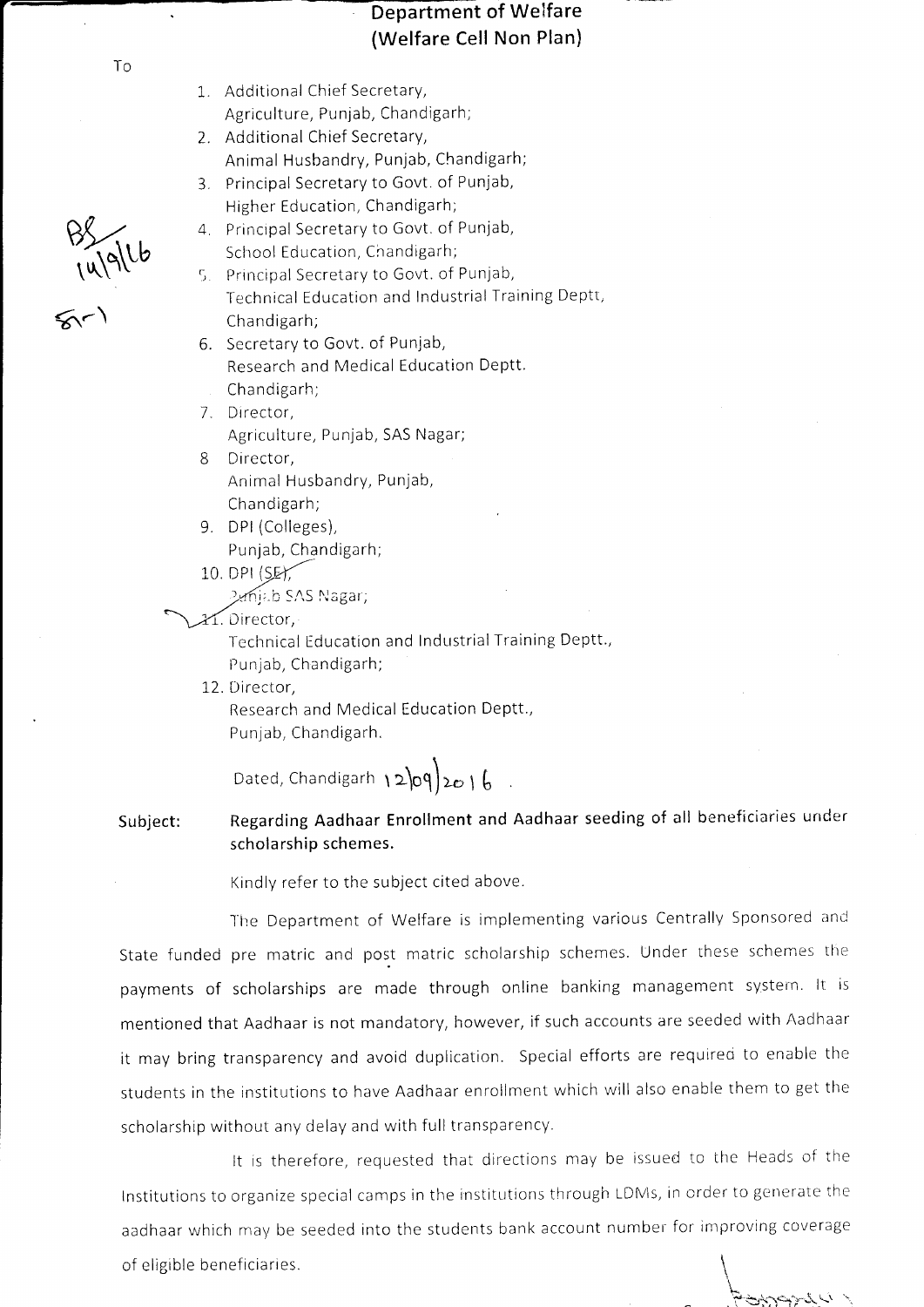**Department of Welfare**
**(Welfare Cell Non Plan)**

To

1. Additional Chief Secretary,
   Agriculture, Punjab, Chandigarh;
2. Additional Chief Secretary,
   Animal Husbandry, Punjab, Chandigarh;
3. Principal Secretary to Govt. of Punjab,
   Higher Education, Chandigarh;
4. Principal Secretary to Govt. of Punjab,
   School Education, Chandigarh;
5. Principal Secretary to Govt. of Punjab,
   Technical Education and Industrial Training Deptt,
   Chandigarh;
6. Secretary to Govt. of Punjab,
   Research and Medical Education Deptt.
   Chandigarh;
7. Director,
   Agriculture, Punjab, SAS Nagar;
8. Director,
   Animal Husbandry, Punjab,
   Chandigarh;
9. DPI (Colleges),
   Punjab, Chandigarh;
10. DPI (SE),
    Punjab SAS Nagar;
11. Director,
    Technical Education and Industrial Training Deptt.,
    Punjab, Chandigarh;
12. Director,
    Research and Medical Education Deptt.,
    Punjab, Chandigarh.

Dated, Chandigarh 12/09/2016.

Subject: **Regarding Aadhaar Enrollment and Aadhaar seeding of all beneficiaries under scholarship schemes.**

Kindly refer to the subject cited above.

The Department of Welfare is implementing various Centrally Sponsored and State funded pre matric and post matric scholarship schemes. Under these schemes the payments of scholarships are made through online banking management system. It is mentioned that Aadhaar is not mandatory, however, if such accounts are seeded with Aadhaar it may bring transparency and avoid duplication. Special efforts are required to enable the students in the institutions to have Aadhaar enrollment which will also enable them to get the scholarship without any delay and with full transparency.

It is therefore, requested that directions may be issued to the Heads of the Institutions to organize special camps in the institutions through LDMs, in order to generate the aadhaar which may be seeded into the students bank account number for improving coverage of eligible beneficiaries.